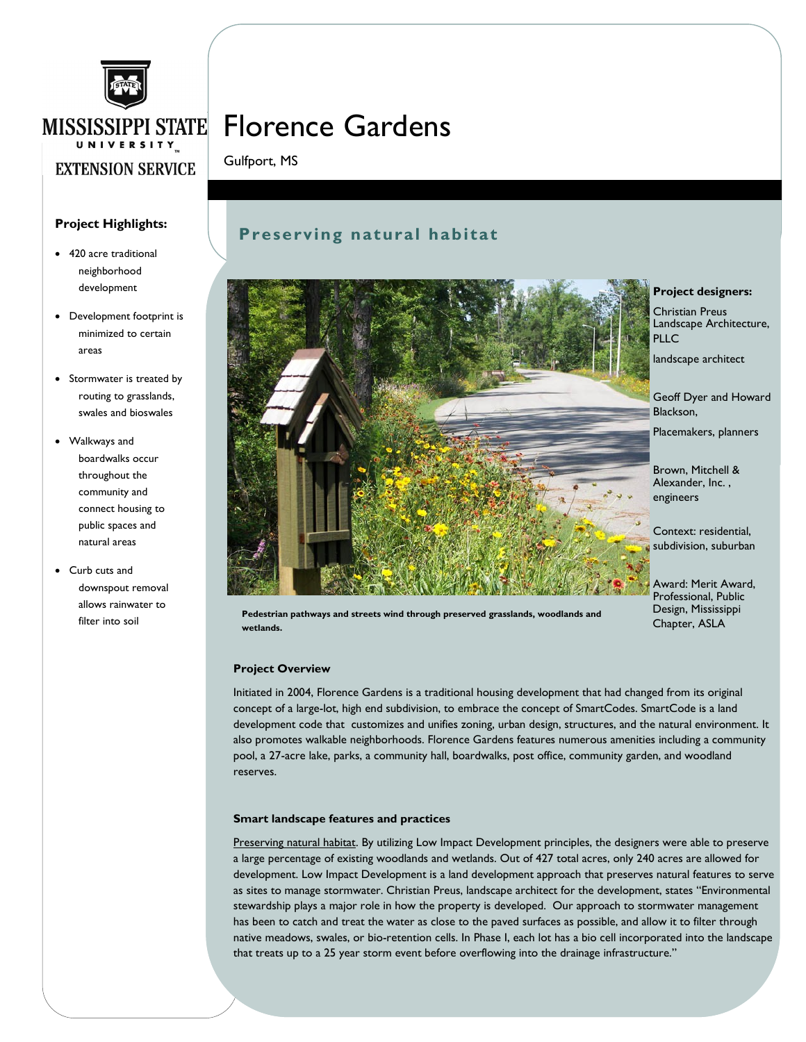MISSISSIPPI STATE UNIVERSITY EXTENSION SERVICE

# Florence Gardens

Gulfport, MS

## Preserving natural habitat

**Project Highlights:**

- 420 acre traditional neighborhood development
- Development footprint is minimized to certain areas
- Stormwater is treated by routing to grasslands, swales and bioswales
- Walkways and boardwalks occur throughout the community and connect housing to public spaces and natural areas
- Curb cuts and downspout removal allows rainwater to filter into soil

**Pedestrian pathways and streets wind through preserved grasslands, woodlands and wetlands.**

**Project designers:**

Christian Preus Landscape Architecture, PLLC

landscape architect

Geoff Dyer and Howard Blackson,

Placemakers, planners

Brown, Mitchell & Alexander, Inc. , engineers

Context: residential, subdivision, suburban

Award: Merit Award, Professional, Public Design, Mississippi Chapter, ASLA

### Project Overview

Initiated in 2004, Florence Gardens is a traditional housing development that had changed from its original concept of a large-lot, high end subdivision, to embrace the concept of SmartCodes. SmartCode is a land development code that customizes and unifies zoning, urban design, structures, and the natural environment. It also promotes walkable neighborhoods. Florence Gardens features numerous amenities including a community pool, a 27-acre lake, parks, a community hall, boardwalks, post office, community garden, and woodland reserves.

### Smart landscape features and practices

Preserving natural habitat. By utilizing Low Impact Development principles, the designers were able to preserve a large percentage of existing woodlands and wetlands. Out of 427 total acres, only 240 acres are allowed for development. Low Impact Development is a land development approach that preserves natural features to serve as sites to manage stormwater. Christian Preus, landscape architect for the development, states "Environmental stewardship plays a major role in how the property is developed. Our approach to stormwater management has been to catch and treat the water as close to the paved surfaces as possible, and allow it to filter through native meadows, swales, or bio-retention cells. In Phase I, each lot has a bio cell incorporated into the landscape that treats up to a 25 year storm event before overflowing into the drainage infrastructure."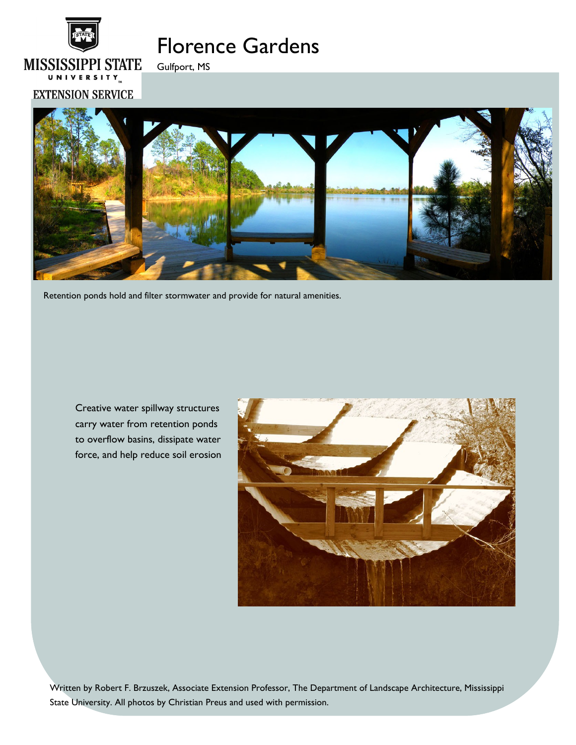# Florence Gardens

Gulfport, MS

Retention ponds hold and filter stormwater and provide for natural amenities.

Creative water spillway structures carry water from retention ponds to overflow basins, dissipate water force, and help reduce soil erosion

Written by Robert F. Brzuszek, Associate Extension Professor, The Department of Landscape Architecture, Mississippi State University. All photos by Christian Preus and used with permission.